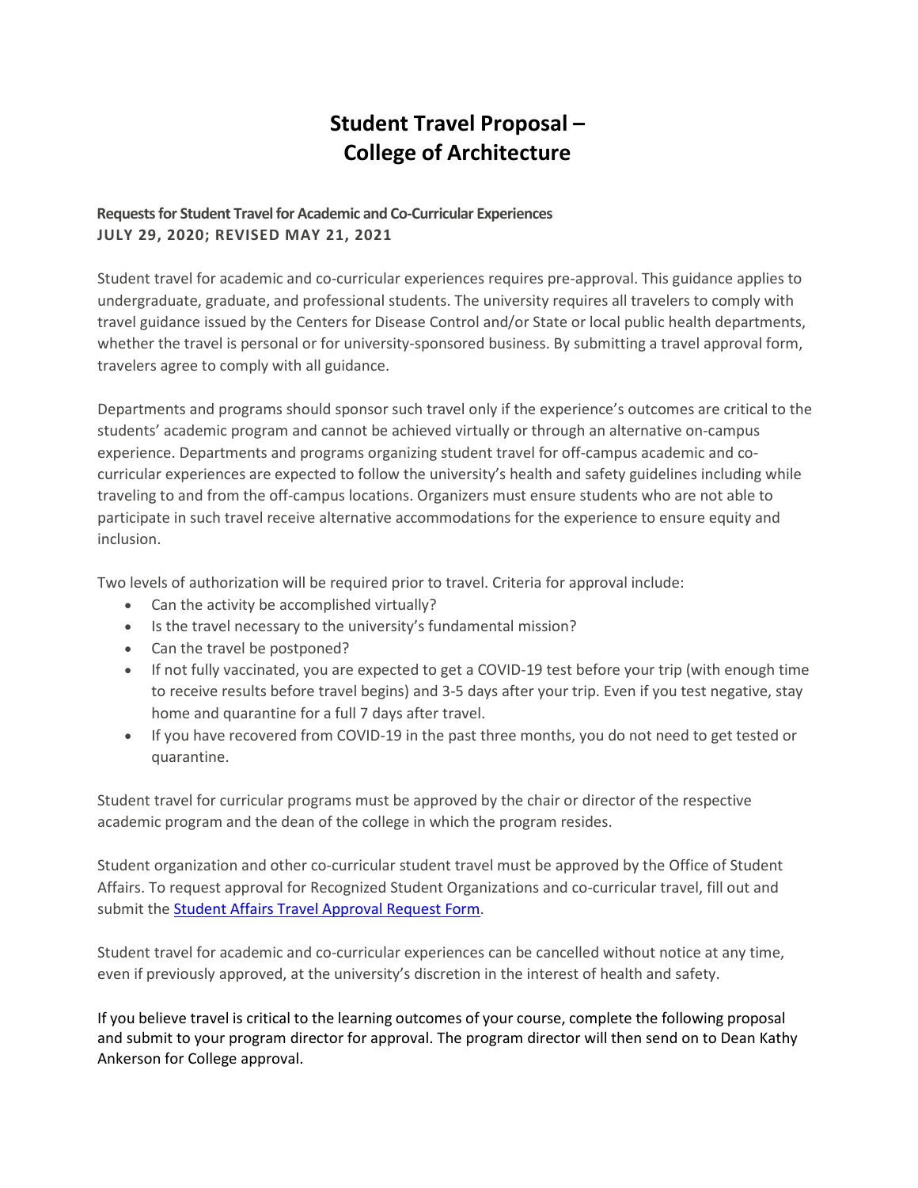# Student Travel Proposal – College of Architecture

**Requests for Student Travel for Academic and Co-Curricular Experiences**
**JULY 29, 2020; REVISED MAY 21, 2021**

Student travel for academic and co-curricular experiences requires pre-approval. This guidance applies to undergraduate, graduate, and professional students. The university requires all travelers to comply with travel guidance issued by the Centers for Disease Control and/or State or local public health departments, whether the travel is personal or for university-sponsored business. By submitting a travel approval form, travelers agree to comply with all guidance.

Departments and programs should sponsor such travel only if the experience's outcomes are critical to the students' academic program and cannot be achieved virtually or through an alternative on-campus experience. Departments and programs organizing student travel for off-campus academic and co-curricular experiences are expected to follow the university's health and safety guidelines including while traveling to and from the off-campus locations. Organizers must ensure students who are not able to participate in such travel receive alternative accommodations for the experience to ensure equity and inclusion.

Two levels of authorization will be required prior to travel. Criteria for approval include:

- Can the activity be accomplished virtually?
- Is the travel necessary to the university's fundamental mission?
- Can the travel be postponed?
- If not fully vaccinated, you are expected to get a COVID-19 test before your trip (with enough time to receive results before travel begins) and 3-5 days after your trip. Even if you test negative, stay home and quarantine for a full 7 days after travel.
- If you have recovered from COVID-19 in the past three months, you do not need to get tested or quarantine.

Student travel for curricular programs must be approved by the chair or director of the respective academic program and the dean of the college in which the program resides.

Student organization and other co-curricular student travel must be approved by the Office of Student Affairs. To request approval for Recognized Student Organizations and co-curricular travel, fill out and submit the Student Affairs Travel Approval Request Form.

Student travel for academic and co-curricular experiences can be cancelled without notice at any time, even if previously approved, at the university's discretion in the interest of health and safety.

If you believe travel is critical to the learning outcomes of your course, complete the following proposal and submit to your program director for approval. The program director will then send on to Dean Kathy Ankerson for College approval.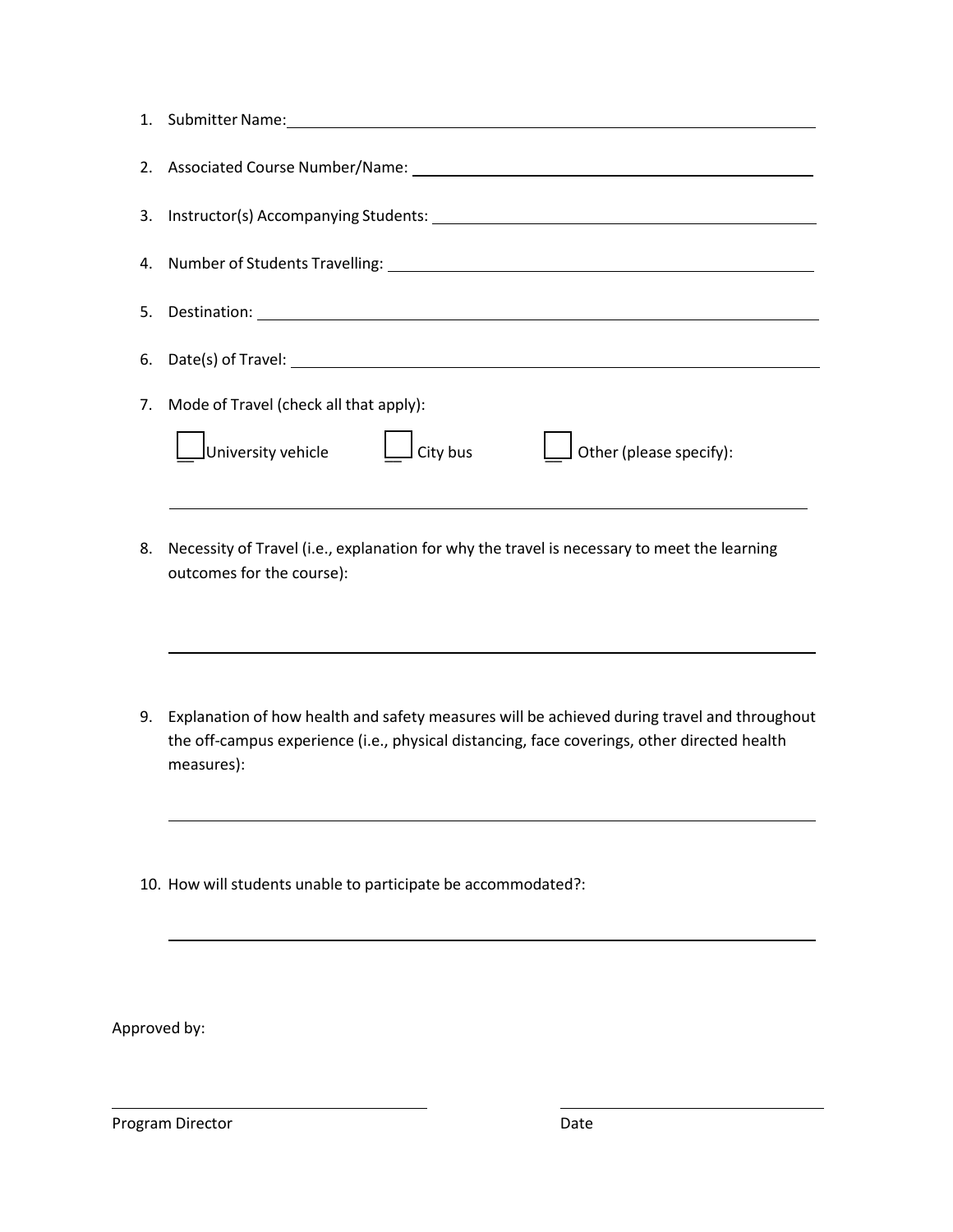1. Submitter Name: ______________________________

2. Associated Course Number/Name: ______________________________

3. Instructor(s) Accompanying Students: ______________________________

4. Number of Students Travelling: ______________________________

5. Destination: ______________________________

6. Date(s) of Travel: ______________________________

7. Mode of Travel (check all that apply):

   ☐ University vehicle ☐ City bus ☐ Other (please specify):

   ______________________________

8. Necessity of Travel (i.e., explanation for why the travel is necessary to meet the learning outcomes for the course):

   ______________________________

9. Explanation of how health and safety measures will be achieved during travel and throughout the off-campus experience (i.e., physical distancing, face coverings, other directed health measures):

   ______________________________

10. How will students unable to participate be accommodated?:

    ______________________________

Approved by:

______________________________ ______________________________

Program Director Date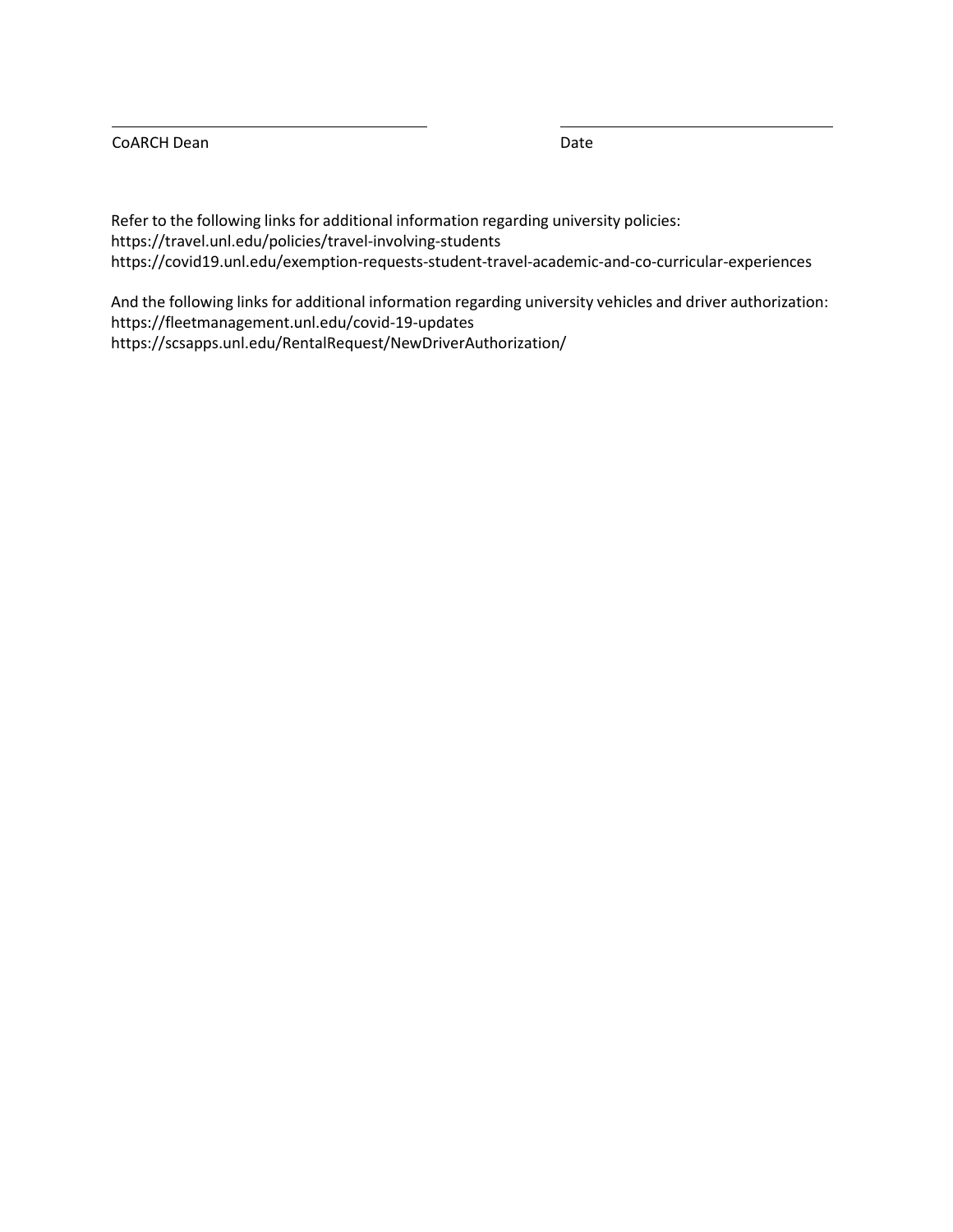\_\_\_\_\_\_\_\_\_\_\_\_\_\_\_\_\_\_\_\_\_\_\_\_\_\_\_\_\_\_\_\_\_\_ \_\_\_\_\_\_\_\_\_\_\_\_\_\_\_\_\_\_\_\_\_\_\_\_\_\_\_\_\_\_

CoARCH Dean Date

Refer to the following links for additional information regarding university policies:
https://travel.unl.edu/policies/travel-involving-students
https://covid19.unl.edu/exemption-requests-student-travel-academic-and-co-curricular-experiences

And the following links for additional information regarding university vehicles and driver authorization:
https://fleetmanagement.unl.edu/covid-19-updates
https://scsapps.unl.edu/RentalRequest/NewDriverAuthorization/